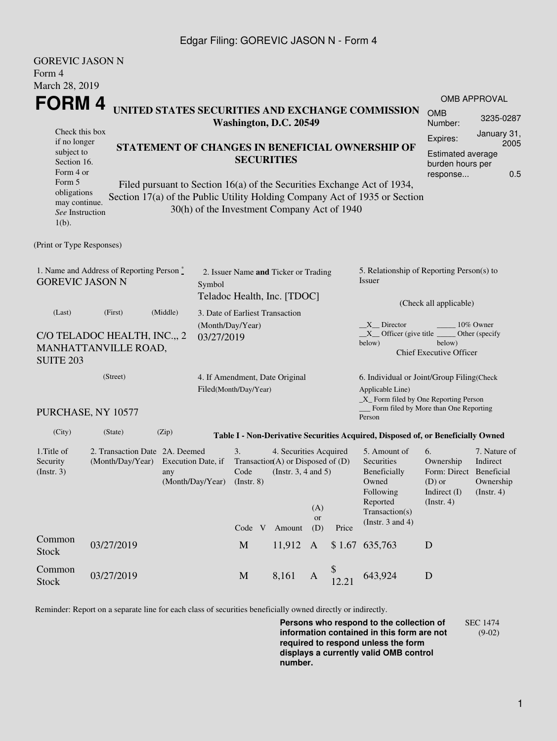Edgar Filing: GOREVIC JASON N - Form 4

GOREVIC JASON N
Form 4
March 28, 2019

# FORM 4

**UNITED STATES SECURITIES AND EXCHANGE COMMISSION**
**Washington, D.C. 20549**

| OMB APPROVAL | |
|---|---|
| OMB Number: | 3235-0287 |
| Expires: | January 31, 2005 |
| Estimated average burden hours per response... | 0.5 |

Check this box if no longer subject to Section 16. Form 4 or Form 5 obligations may continue. *See* Instruction 1(b).

## STATEMENT OF CHANGES IN BENEFICIAL OWNERSHIP OF SECURITIES

Filed pursuant to Section 16(a) of the Securities Exchange Act of 1934, Section 17(a) of the Public Utility Holding Company Act of 1935 or Section 30(h) of the Investment Company Act of 1940

(Print or Type Responses)

1. Name and Address of Reporting Person *
GOREVIC JASON N

(Last) (First) (Middle)

C/O TELADOC HEALTH, INC.,, 2 MANHATTANVILLE ROAD, SUITE 203

(Street)

PURCHASE, NY 10577

(City) (State) (Zip)

2. Issuer Name **and** Ticker or Trading Symbol
Teladoc Health, Inc. [TDOC]

3. Date of Earliest Transaction (Month/Day/Year)
03/27/2019

4. If Amendment, Date Original Filed(Month/Day/Year)

5. Relationship of Reporting Person(s) to Issuer

(Check all applicable)

\_\_X\_\_ Director \_\_\_\_\_ 10% Owner
\_\_X\_\_ Officer (give title below) \_\_\_\_\_ Other (specify below)
Chief Executive Officer

6. Individual or Joint/Group Filing(Check Applicable Line)
\_X\_ Form filed by One Reporting Person
\_\_\_ Form filed by More than One Reporting Person

**Table I - Non-Derivative Securities Acquired, Disposed of, or Beneficially Owned**

| 1.Title of Security (Instr. 3) | 2. Transaction Date (Month/Day/Year) | 2A. Deemed Execution Date, if any (Month/Day/Year) | 3. Transaction Code (Instr. 8) | | 4. Securities Acquired (A) or Disposed of (D) (Instr. 3, 4 and 5) | | | 5. Amount of Securities Beneficially Owned Following Reported Transaction(s) (Instr. 3 and 4) | 6. Ownership Form: Direct (D) or Indirect (I) (Instr. 4) | 7. Nature of Indirect Beneficial Ownership (Instr. 4) |
|---|---|---|---|---|---|---|---|---|---|---|
| | | | Code | V | Amount | (A) or (D) | Price | | | |
| Common Stock | 03/27/2019 | | M | | 11,912 | A | $ 1.67 | 635,763 | D | |
| Common Stock | 03/27/2019 | | M | | 8,161 | A | $ 12.21 | 643,924 | D | |

Reminder: Report on a separate line for each class of securities beneficially owned directly or indirectly.

**Persons who respond to the collection of information contained in this form are not required to respond unless the form displays a currently valid OMB control number.**

SEC 1474 (9-02)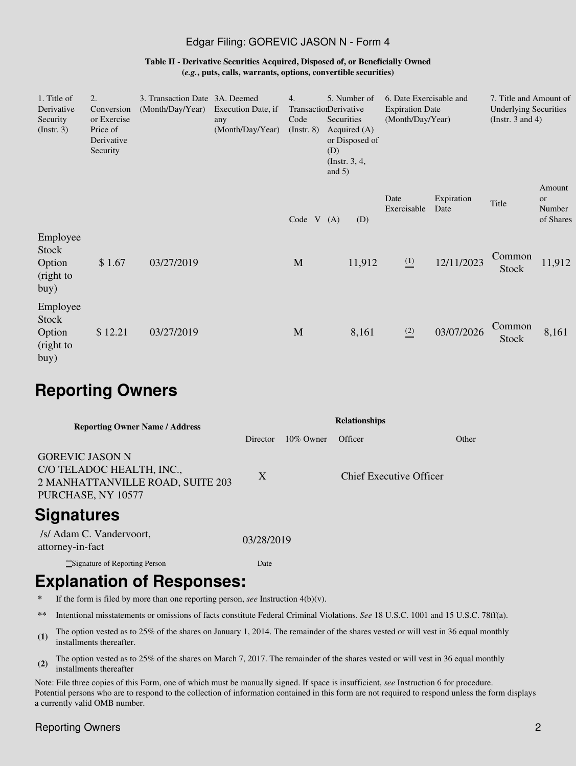**Table II - Derivative Securities Acquired, Disposed of, or Beneficially Owned**
**(*e.g.*, puts, calls, warrants, options, convertible securities)**

| 1. Title of Derivative Security (Instr. 3) | 2. Conversion or Exercise Price of Derivative Security | 3. Transaction Date (Month/Day/Year) | 3A. Deemed Execution Date, if any (Month/Day/Year) | 4. Transaction Code (Instr. 8) | | 5. Number of Derivative Securities Acquired (A) or Disposed of (D) (Instr. 3, 4, and 5) | | 6. Date Exercisable and Expiration Date (Month/Day/Year) | | 7. Title and Amount of Underlying Securities (Instr. 3 and 4) | |
|---|---|---|---|---|---|---|---|---|---|---|---|
| | | | | Code | V | (A) | (D) | Date Exercisable | Expiration Date | Title | Amount or Number of Shares |
| Employee Stock Option (right to buy) | $ 1.67 | 03/27/2019 | | M | | | 11,912 | (1) | 12/11/2023 | Common Stock | 11,912 |
| Employee Stock Option (right to buy) | $ 12.21 | 03/27/2019 | | M | | | 8,161 | (2) | 03/07/2026 | Common Stock | 8,161 |

## Reporting Owners

| Reporting Owner Name / Address | Relationships | | | |
|---|---|---|---|---|
| | Director | 10% Owner | Officer | Other |
| GOREVIC JASON N<br>C/O TELADOC HEALTH, INC.,<br>2 MANHATTANVILLE ROAD, SUITE 203<br>PURCHASE, NY 10577 | X | | Chief Executive Officer | |

## Signatures

| | |
|---|---|
| /s/ Adam C. Vandervoort, attorney-in-fact | 03/28/2019 |
| **Signature of Reporting Person | Date |

## Explanation of Responses:

\* If the form is filed by more than one reporting person, *see* Instruction 4(b)(v).

** Intentional misstatements or omissions of facts constitute Federal Criminal Violations. *See* 18 U.S.C. 1001 and 15 U.S.C. 78ff(a).

**(1)** The option vested as to 25% of the shares on January 1, 2014. The remainder of the shares vested or will vest in 36 equal monthly installments thereafter.

**(2)** The option vested as to 25% of the shares on March 7, 2017. The remainder of the shares vested or will vest in 36 equal monthly installments thereafter

Note: File three copies of this Form, one of which must be manually signed. If space is insufficient, *see* Instruction 6 for procedure.
Potential persons who are to respond to the collection of information contained in this form are not required to respond unless the form displays a currently valid OMB number.